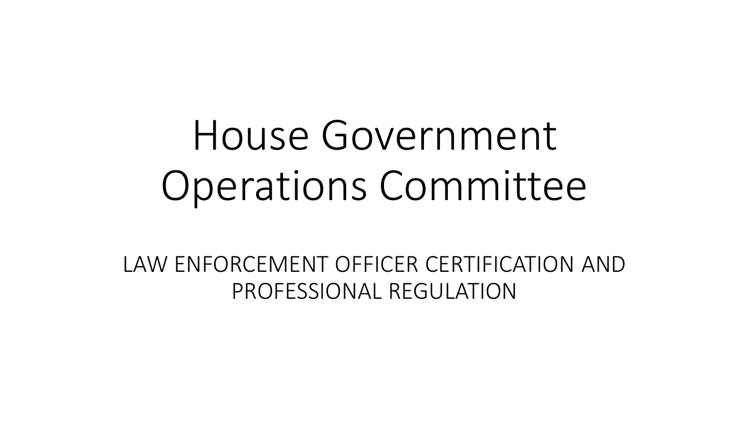# House Government Operations Committee

LAW ENFORCEMENT OFFICER CERTIFICATION AND PROFESSIONAL REGULATION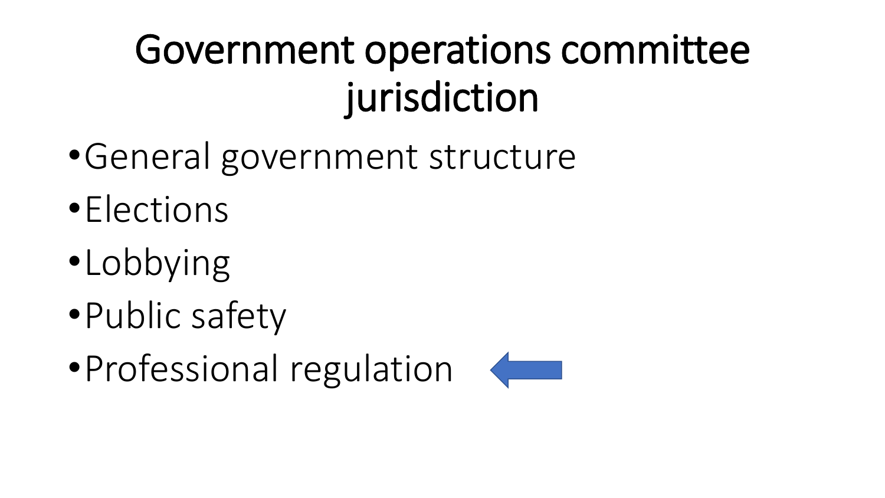# Government operations committee jurisdiction

- General government structure
- Elections
- Lobbying
- Public safety
- Professional regulation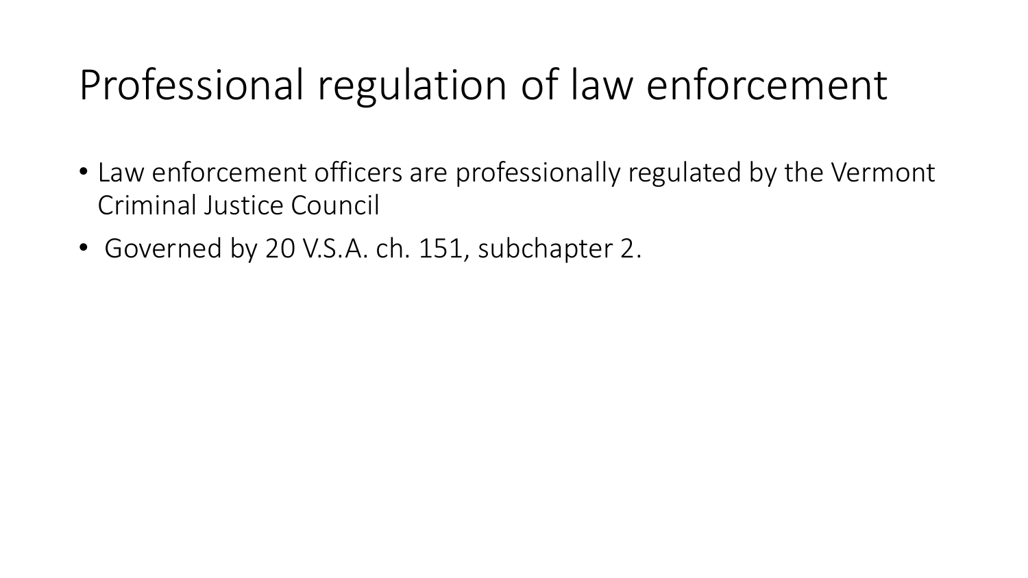# Professional regulation of law enforcement

- Law enforcement officers are professionally regulated by the Vermont Criminal Justice Council
- Governed by 20 V.S.A. ch. 151, subchapter 2.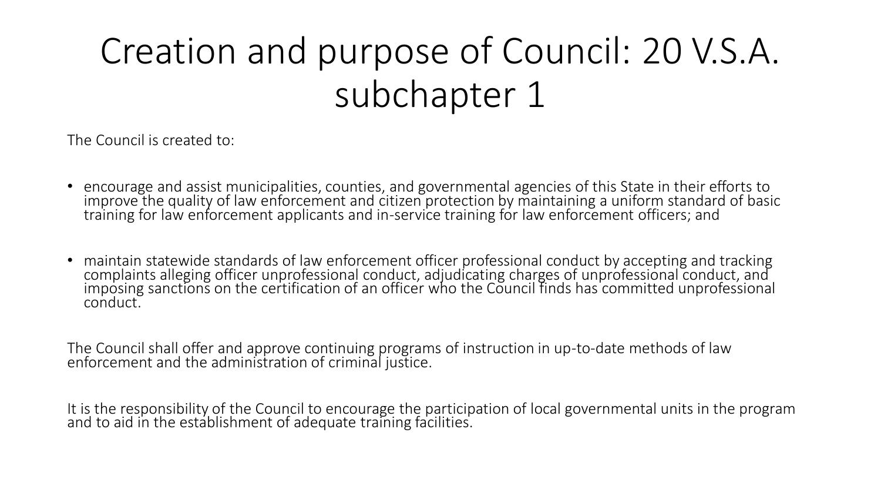# Creation and purpose of Council: 20 V.S.A. subchapter 1

The Council is created to:

- encourage and assist municipalities, counties, and governmental agencies of this State in their efforts to improve the quality of law enforcement and citizen protection by maintaining a uniform standard of basic training for law enforcement applicants and in-service training for law enforcement officers; and
- maintain statewide standards of law enforcement officer professional conduct by accepting and tracking complaints alleging officer unprofessional conduct, adjudicating charges of unprofessional conduct, and imposing sanctions on the certification of an officer who the Council finds has committed unprofessional conduct.

The Council shall offer and approve continuing programs of instruction in up-to-date methods of law enforcement and the administration of criminal justice.

It is the responsibility of the Council to encourage the participation of local governmental units in the program and to aid in the establishment of adequate training facilities.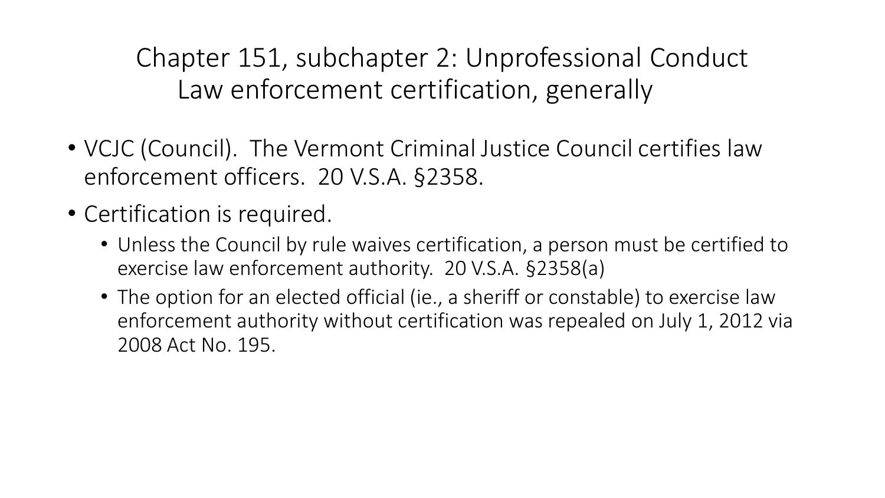# Chapter 151, subchapter 2: Unprofessional Conduct
## Law enforcement certification, generally

- VCJC (Council). The Vermont Criminal Justice Council certifies law enforcement officers. 20 V.S.A. §2358.
- Certification is required.
  - Unless the Council by rule waives certification, a person must be certified to exercise law enforcement authority. 20 V.S.A. §2358(a)
  - The option for an elected official (ie., a sheriff or constable) to exercise law enforcement authority without certification was repealed on July 1, 2012 via 2008 Act No. 195.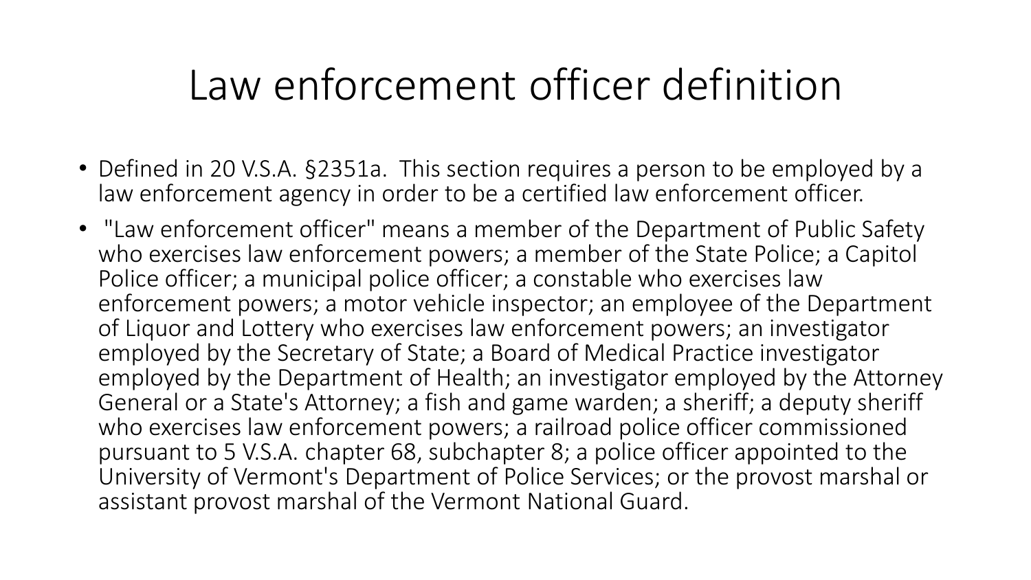# Law enforcement officer definition

- Defined in 20 V.S.A. §2351a. This section requires a person to be employed by a law enforcement agency in order to be a certified law enforcement officer.
- "Law enforcement officer" means a member of the Department of Public Safety who exercises law enforcement powers; a member of the State Police; a Capitol Police officer; a municipal police officer; a constable who exercises law enforcement powers; a motor vehicle inspector; an employee of the Department of Liquor and Lottery who exercises law enforcement powers; an investigator employed by the Secretary of State; a Board of Medical Practice investigator employed by the Department of Health; an investigator employed by the Attorney General or a State's Attorney; a fish and game warden; a sheriff; a deputy sheriff who exercises law enforcement powers; a railroad police officer commissioned pursuant to 5 V.S.A. chapter 68, subchapter 8; a police officer appointed to the University of Vermont's Department of Police Services; or the provost marshal or assistant provost marshal of the Vermont National Guard.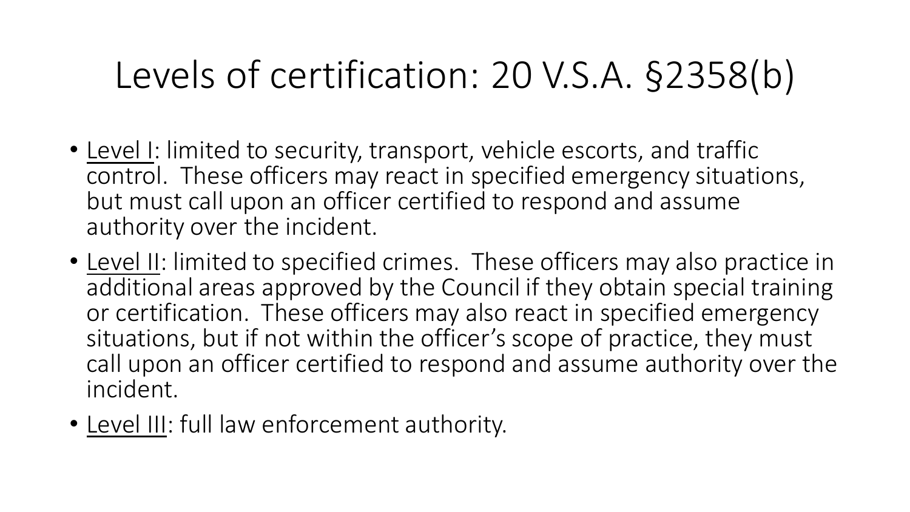# Levels of certification: 20 V.S.A. §2358(b)

- <u>Level I</u>: limited to security, transport, vehicle escorts, and traffic control. These officers may react in specified emergency situations, but must call upon an officer certified to respond and assume authority over the incident.
- <u>Level II</u>: limited to specified crimes. These officers may also practice in additional areas approved by the Council if they obtain special training or certification. These officers may also react in specified emergency situations, but if not within the officer's scope of practice, they must call upon an officer certified to respond and assume authority over the incident.
- <u>Level III</u>: full law enforcement authority.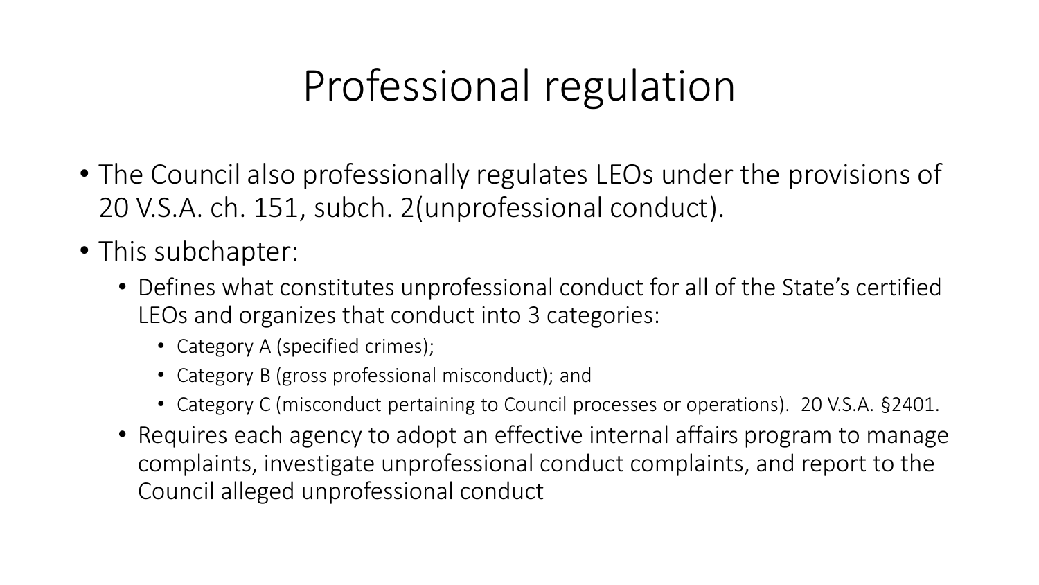# Professional regulation

- The Council also professionally regulates LEOs under the provisions of 20 V.S.A. ch. 151, subch. 2(unprofessional conduct).
- This subchapter:
  - Defines what constitutes unprofessional conduct for all of the State's certified LEOs and organizes that conduct into 3 categories:
    - Category A (specified crimes);
    - Category B (gross professional misconduct); and
    - Category C (misconduct pertaining to Council processes or operations). 20 V.S.A. §2401.
  - Requires each agency to adopt an effective internal affairs program to manage complaints, investigate unprofessional conduct complaints, and report to the Council alleged unprofessional conduct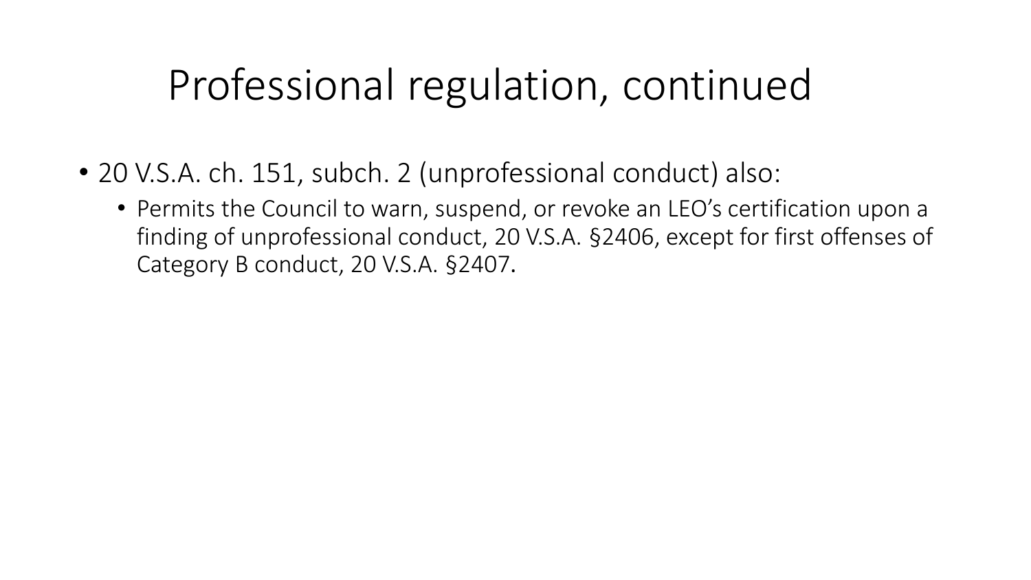# Professional regulation, continued

- 20 V.S.A. ch. 151, subch. 2 (unprofessional conduct) also:
  - Permits the Council to warn, suspend, or revoke an LEO's certification upon a finding of unprofessional conduct, 20 V.S.A. §2406, except for first offenses of Category B conduct, 20 V.S.A. §2407.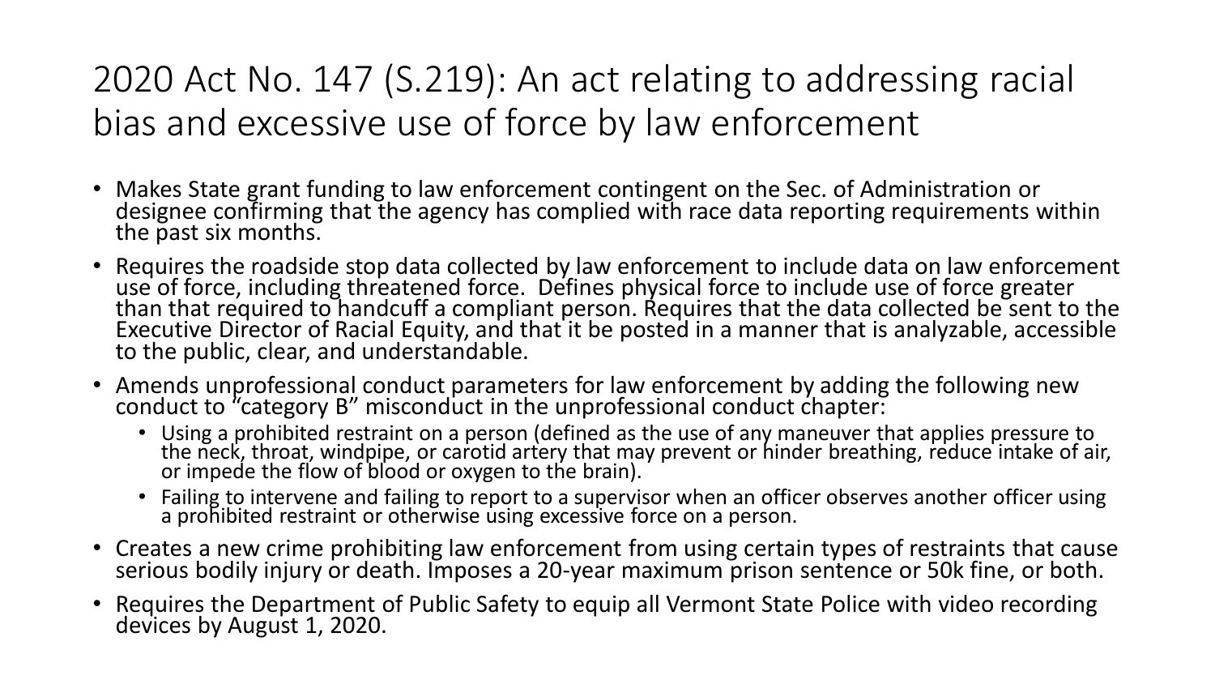# 2020 Act No. 147 (S.219): An act relating to addressing racial bias and excessive use of force by law enforcement

- Makes State grant funding to law enforcement contingent on the Sec. of Administration or designee confirming that the agency has complied with race data reporting requirements within the past six months.
- Requires the roadside stop data collected by law enforcement to include data on law enforcement use of force, including threatened force. Defines physical force to include use of force greater than that required to handcuff a compliant person. Requires that the data collected be sent to the Executive Director of Racial Equity, and that it be posted in a manner that is analyzable, accessible to the public, clear, and understandable.
- Amends unprofessional conduct parameters for law enforcement by adding the following new conduct to "category B" misconduct in the unprofessional conduct chapter:
  - Using a prohibited restraint on a person (defined as the use of any maneuver that applies pressure to the neck, throat, windpipe, or carotid artery that may prevent or hinder breathing, reduce intake of air, or impede the flow of blood or oxygen to the brain).
  - Failing to intervene and failing to report to a supervisor when an officer observes another officer using a prohibited restraint or otherwise using excessive force on a person.
- Creates a new crime prohibiting law enforcement from using certain types of restraints that cause serious bodily injury or death. Imposes a 20-year maximum prison sentence or 50k fine, or both.
- Requires the Department of Public Safety to equip all Vermont State Police with video recording devices by August 1, 2020.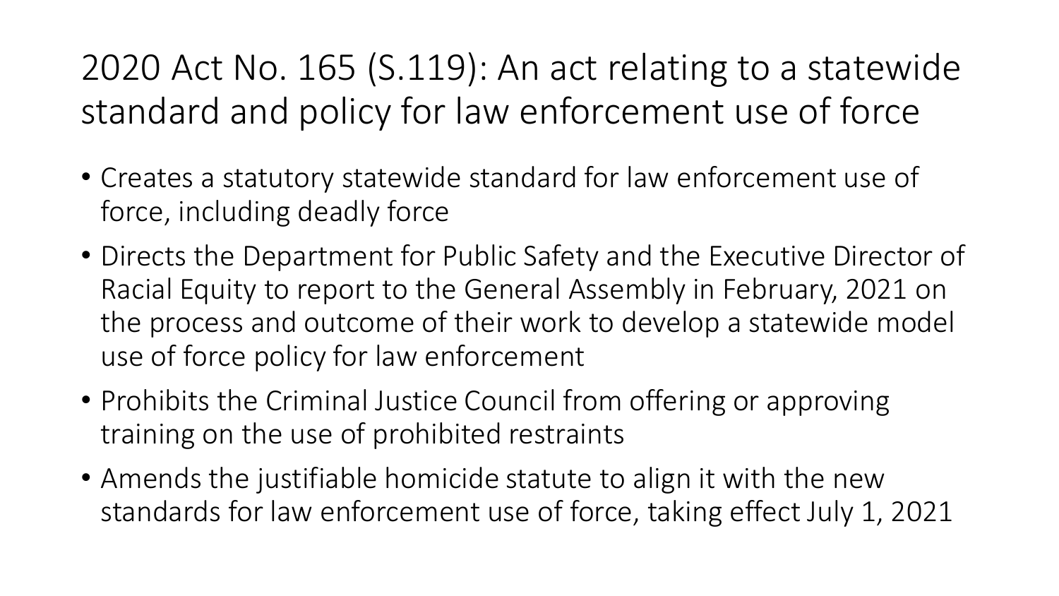# 2020 Act No. 165 (S.119): An act relating to a statewide standard and policy for law enforcement use of force

- Creates a statutory statewide standard for law enforcement use of force, including deadly force
- Directs the Department for Public Safety and the Executive Director of Racial Equity to report to the General Assembly in February, 2021 on the process and outcome of their work to develop a statewide model use of force policy for law enforcement
- Prohibits the Criminal Justice Council from offering or approving training on the use of prohibited restraints
- Amends the justifiable homicide statute to align it with the new standards for law enforcement use of force, taking effect July 1, 2021